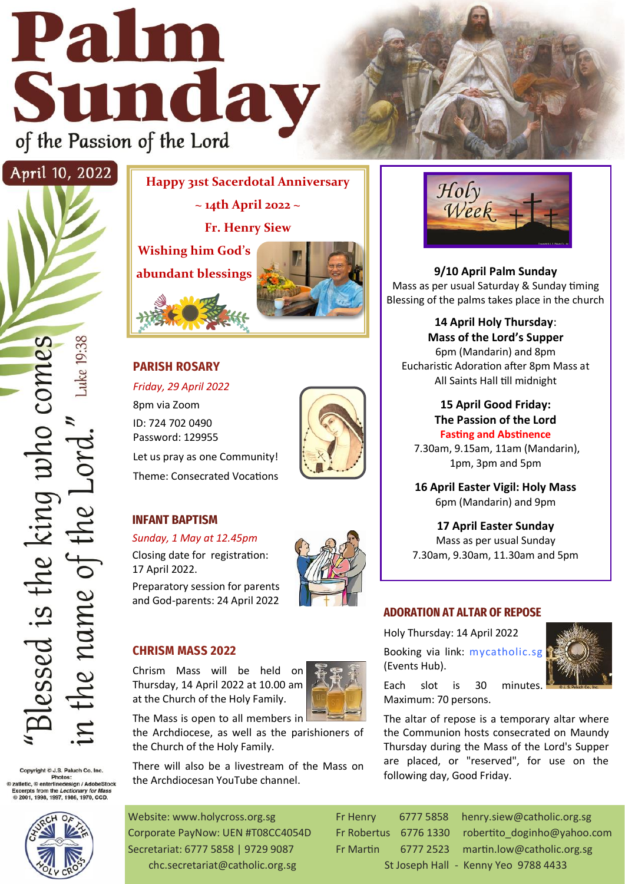# Palm Sunday

of the Passion of the Lord

April 10, 2022

"Blessed is the king who comes in the name of the Lord." Luke 19:38

**Happy 31st Sacerdotal Anniversary**

**~ 14th April 2022 ~**

**Fr. Henry Siew**

**Wishing him God's abundant blessings**

## PARISH ROSARY

*Friday, 29 April 2022*

8pm via Zoom

ID: 724 702 0490

Password: 129955

Let us pray as one Community!

Theme: Consecrated Vocations

## INFANT BAPTISM

*Sunday, 1 May at 12.45pm*

Closing date for registration: 17 April 2022.

Preparatory session for parents and God-parents: 24 April 2022

## CHRISM MASS 2022

Chrism Mass will be held on Thursday, 14 April 2022 at 10.00 am at the Church of the Holy Family.

The Mass is open to all members in the Archdiocese, as well as the parishioners of the Church of the Holy Family.

There will also be a livestream of the Mass on the Archdiocesan YouTube channel.

## Holy Week

**9/10 April Palm Sunday**
Mass as per usual Saturday & Sunday timing
Blessing of the palms takes place in the church

**14 April Holy Thursday:**
**Mass of the Lord's Supper**
6pm (Mandarin) and 8pm
Eucharistic Adoration after 8pm Mass at All Saints Hall till midnight

**15 April Good Friday:**
**The Passion of the Lord**
**Fasting and Abstinence**
7.30am, 9.15am, 11am (Mandarin), 1pm, 3pm and 5pm

**16 April Easter Vigil: Holy Mass**
6pm (Mandarin) and 9pm

**17 April Easter Sunday**
Mass as per usual Sunday
7.30am, 9.30am, 11.30am and 5pm

## ADORATION AT ALTAR OF REPOSE

Holy Thursday: 14 April 2022

Booking via link: mycatholic.sg (Events Hub).

Each slot is 30 minutes.
Maximum: 70 persons.

The altar of repose is a temporary altar where the Communion hosts consecrated on Maundy Thursday during the Mass of the Lord's Supper are placed, or "reserved", for use on the following day, Good Friday.

Copyright © J.S. Paluch Co. Inc.
Photos:
© zatletic, © enterlinedesign / AdobeStock
Excerpts from the *Lectionary for Mass*
© 2001, 1998, 1997, 1986, 1970, CCD.

Website: www.holycross.org.sg
Corporate PayNow: UEN #T08CC4054D
Secretariat: 6777 5858 | 9729 9087
chc.secretariat@catholic.org.sg

| | | |
|---|---|---|
| Fr Henry | 6777 5858 | henry.siew@catholic.org.sg |
| Fr Robertus | 6776 1330 | robertito_doginho@yahoo.com |
| Fr Martin | 6777 2523 | martin.low@catholic.org.sg |

St Joseph Hall - Kenny Yeo 9788 4433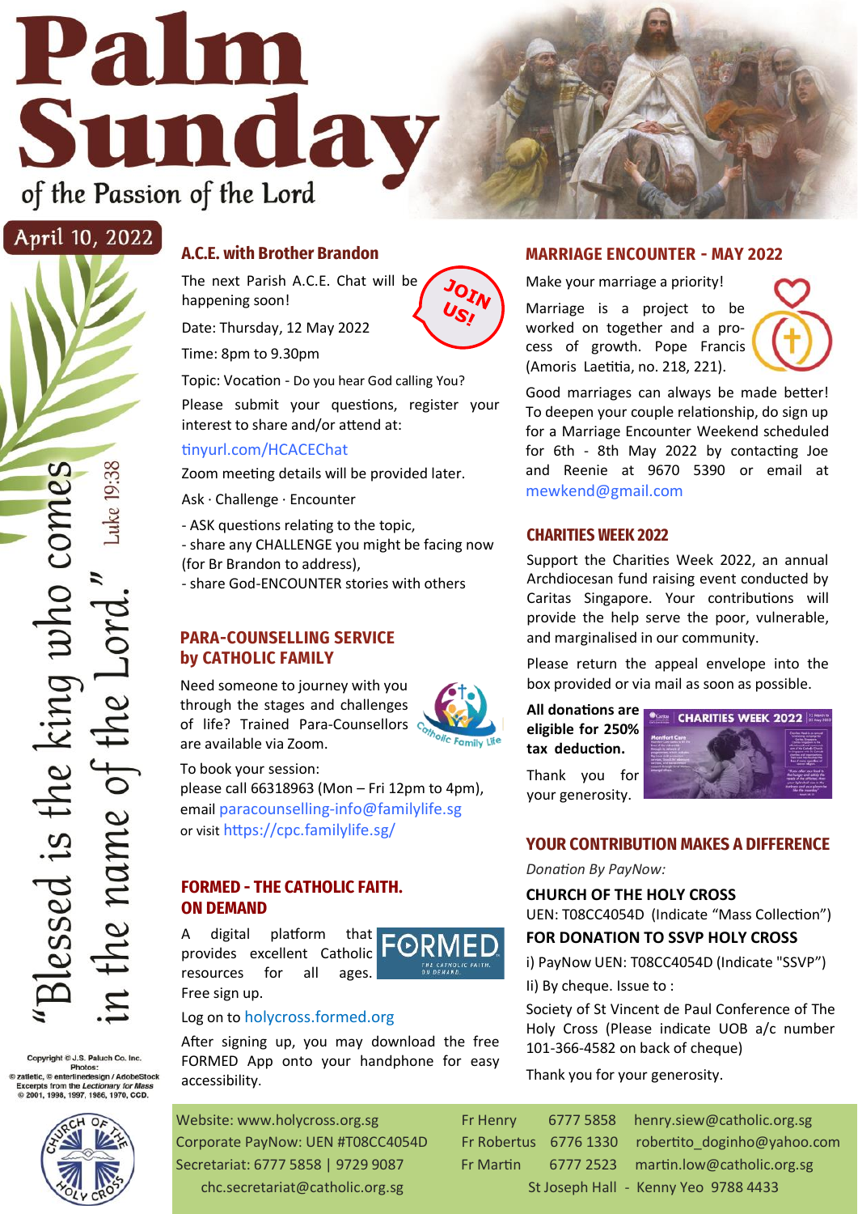# Palm Sunday

## of the Passion of the Lord

April 10, 2022

“Blessed is the king who comes in the name of the Lord.” Luke 19:38

## A.C.E. with Brother Brandon

JOIN US!

The next Parish A.C.E. Chat will be happening soon!

Date: Thursday, 12 May 2022

Time: 8pm to 9.30pm

Topic: Vocation - Do you hear God calling You?

Please submit your questions, register your interest to share and/or attend at:

tinyurl.com/HCACEChat

Zoom meeting details will be provided later.

Ask · Challenge · Encounter

- ASK questions relating to the topic,
- share any CHALLENGE you might be facing now (for Br Brandon to address),
- share God-ENCOUNTER stories with others

## PARA-COUNSELLING SERVICE by CATHOLIC FAMILY

Need someone to journey with you through the stages and challenges of life? Trained Para-Counsellors are available via Zoom.

To book your session:
please call 66318963 (Mon – Fri 12pm to 4pm), email paracounselling-info@familylife.sg or visit https://cpc.familylife.sg/

## FORMED - THE CATHOLIC FAITH. ON DEMAND

A digital platform that provides excellent Catholic resources for all ages. Free sign up.

Log on to holycross.formed.org

After signing up, you may download the free FORMED App onto your handphone for easy accessibility.

## MARRIAGE ENCOUNTER - MAY 2022

Make your marriage a priority!

Marriage is a project to be worked on together and a process of growth. Pope Francis (Amoris Laetitia, no. 218, 221).

Good marriages can always be made better! To deepen your couple relationship, do sign up for a Marriage Encounter Weekend scheduled for 6th - 8th May 2022 by contacting Joe and Reenie at 9670 5390 or email at mewkend@gmail.com

## CHARITIES WEEK 2022

Support the Charities Week 2022, an annual Archdiocesan fund raising event conducted by Caritas Singapore. Your contributions will provide the help serve the poor, vulnerable, and marginalised in our community.

Please return the appeal envelope into the box provided or via mail as soon as possible.

**All donations are eligible for 250% tax deduction.**

Thank you for your generosity.

## YOUR CONTRIBUTION MAKES A DIFFERENCE

*Donation By PayNow:*

**CHURCH OF THE HOLY CROSS**

UEN: T08CC4054D (Indicate “Mass Collection”)

**FOR DONATION TO SSVP HOLY CROSS**

i) PayNow UEN: T08CC4054D (Indicate "SSVP")

Ii) By cheque. Issue to :

Society of St Vincent de Paul Conference of The Holy Cross (Please indicate UOB a/c number 101-366-4582 on back of cheque)

Thank you for your generosity.

Copyright © J.S. Paluch Co. Inc.
Photos:
© zatletic, © enterlinedesign / AdobeStock
Excerpts from the *Lectionary for Mass*
© 2001, 1998, 1997, 1986, 1970, CCD.

Website: www.holycross.org.sg
Corporate PayNow: UEN #T08CC4054D
Secretariat: 6777 5858 | 9729 9087
chc.secretariat@catholic.org.sg

| | | |
|---|---|---|
| Fr Henry | 6777 5858 | henry.siew@catholic.org.sg |
| Fr Robertus | 6776 1330 | robertito_doginho@yahoo.com |
| Fr Martin | 6777 2523 | martin.low@catholic.org.sg |

St Joseph Hall - Kenny Yeo 9788 4433